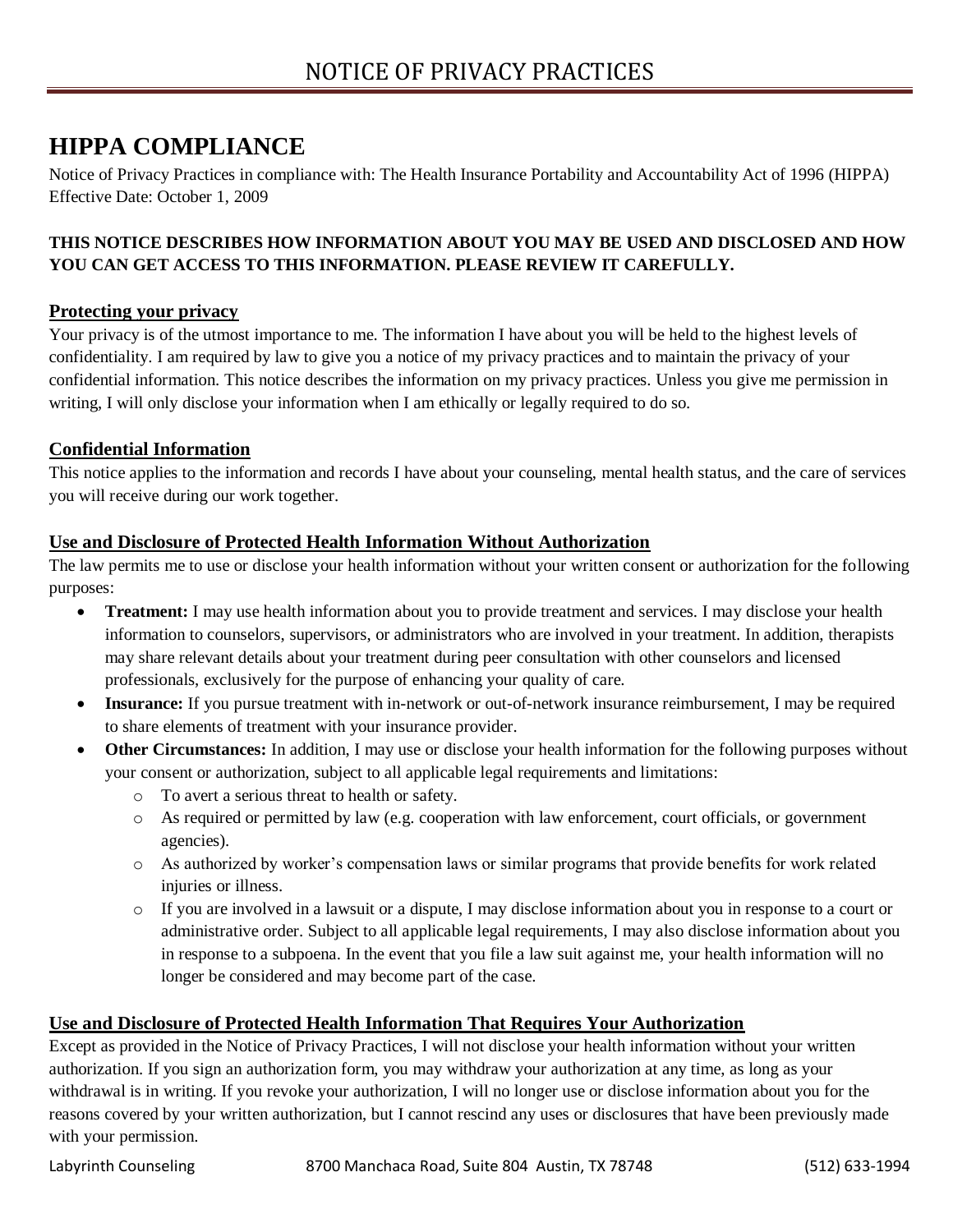# NOTICE OF PRIVACY PRACTICES

## HIPPA COMPLIANCE

Notice of Privacy Practices in compliance with: The Health Insurance Portability and Accountability Act of 1996 (HIPPA)
Effective Date: October 1, 2009

**THIS NOTICE DESCRIBES HOW INFORMATION ABOUT YOU MAY BE USED AND DISCLOSED AND HOW YOU CAN GET ACCESS TO THIS INFORMATION. PLEASE REVIEW IT CAREFULLY.**

### Protecting your privacy

Your privacy is of the utmost importance to me. The information I have about you will be held to the highest levels of confidentiality. I am required by law to give you a notice of my privacy practices and to maintain the privacy of your confidential information. This notice describes the information on my privacy practices. Unless you give me permission in writing, I will only disclose your information when I am ethically or legally required to do so.

### Confidential Information

This notice applies to the information and records I have about your counseling, mental health status, and the care of services you will receive during our work together.

### Use and Disclosure of Protected Health Information Without Authorization

The law permits me to use or disclose your health information without your written consent or authorization for the following purposes:

- **Treatment:** I may use health information about you to provide treatment and services. I may disclose your health information to counselors, supervisors, or administrators who are involved in your treatment. In addition, therapists may share relevant details about your treatment during peer consultation with other counselors and licensed professionals, exclusively for the purpose of enhancing your quality of care.
- **Insurance:** If you pursue treatment with in-network or out-of-network insurance reimbursement, I may be required to share elements of treatment with your insurance provider.
- **Other Circumstances:** In addition, I may use or disclose your health information for the following purposes without your consent or authorization, subject to all applicable legal requirements and limitations:
  - To avert a serious threat to health or safety.
  - As required or permitted by law (e.g. cooperation with law enforcement, court officials, or government agencies).
  - As authorized by worker's compensation laws or similar programs that provide benefits for work related injuries or illness.
  - If you are involved in a lawsuit or a dispute, I may disclose information about you in response to a court or administrative order. Subject to all applicable legal requirements, I may also disclose information about you in response to a subpoena. In the event that you file a law suit against me, your health information will no longer be considered and may become part of the case.

### Use and Disclosure of Protected Health Information That Requires Your Authorization

Except as provided in the Notice of Privacy Practices, I will not disclose your health information without your written authorization. If you sign an authorization form, you may withdraw your authorization at any time, as long as your withdrawal is in writing. If you revoke your authorization, I will no longer use or disclose information about you for the reasons covered by your written authorization, but I cannot rescind any uses or disclosures that have been previously made with your permission.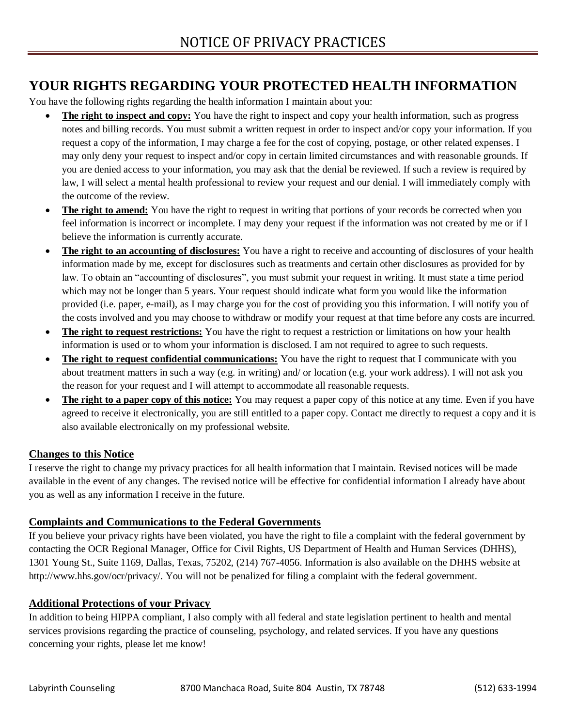# NOTICE OF PRIVACY PRACTICES

## YOUR RIGHTS REGARDING YOUR PROTECTED HEALTH INFORMATION

You have the following rights regarding the health information I maintain about you:

- **The right to inspect and copy:** You have the right to inspect and copy your health information, such as progress notes and billing records. You must submit a written request in order to inspect and/or copy your information. If you request a copy of the information, I may charge a fee for the cost of copying, postage, or other related expenses. I may only deny your request to inspect and/or copy in certain limited circumstances and with reasonable grounds. If you are denied access to your information, you may ask that the denial be reviewed. If such a review is required by law, I will select a mental health professional to review your request and our denial. I will immediately comply with the outcome of the review.
- **The right to amend:** You have the right to request in writing that portions of your records be corrected when you feel information is incorrect or incomplete. I may deny your request if the information was not created by me or if I believe the information is currently accurate.
- **The right to an accounting of disclosures:** You have a right to receive and accounting of disclosures of your health information made by me, except for disclosures such as treatments and certain other disclosures as provided for by law. To obtain an "accounting of disclosures", you must submit your request in writing. It must state a time period which may not be longer than 5 years. Your request should indicate what form you would like the information provided (i.e. paper, e-mail), as I may charge you for the cost of providing you this information. I will notify you of the costs involved and you may choose to withdraw or modify your request at that time before any costs are incurred.
- **The right to request restrictions:** You have the right to request a restriction or limitations on how your health information is used or to whom your information is disclosed. I am not required to agree to such requests.
- **The right to request confidential communications:** You have the right to request that I communicate with you about treatment matters in such a way (e.g. in writing) and/ or location (e.g. your work address). I will not ask you the reason for your request and I will attempt to accommodate all reasonable requests.
- **The right to a paper copy of this notice:** You may request a paper copy of this notice at any time. Even if you have agreed to receive it electronically, you are still entitled to a paper copy. Contact me directly to request a copy and it is also available electronically on my professional website.

### Changes to this Notice

I reserve the right to change my privacy practices for all health information that I maintain. Revised notices will be made available in the event of any changes. The revised notice will be effective for confidential information I already have about you as well as any information I receive in the future.

### Complaints and Communications to the Federal Governments

If you believe your privacy rights have been violated, you have the right to file a complaint with the federal government by contacting the OCR Regional Manager, Office for Civil Rights, US Department of Health and Human Services (DHHS), 1301 Young St., Suite 1169, Dallas, Texas, 75202, (214) 767-4056. Information is also available on the DHHS website at http://www.hhs.gov/ocr/privacy/. You will not be penalized for filing a complaint with the federal government.

### Additional Protections of your Privacy

In addition to being HIPPA compliant, I also comply with all federal and state legislation pertinent to health and mental services provisions regarding the practice of counseling, psychology, and related services. If you have any questions concerning your rights, please let me know!

Labyrinth Counseling 8700 Manchaca Road, Suite 804 Austin, TX 78748 (512) 633-1994